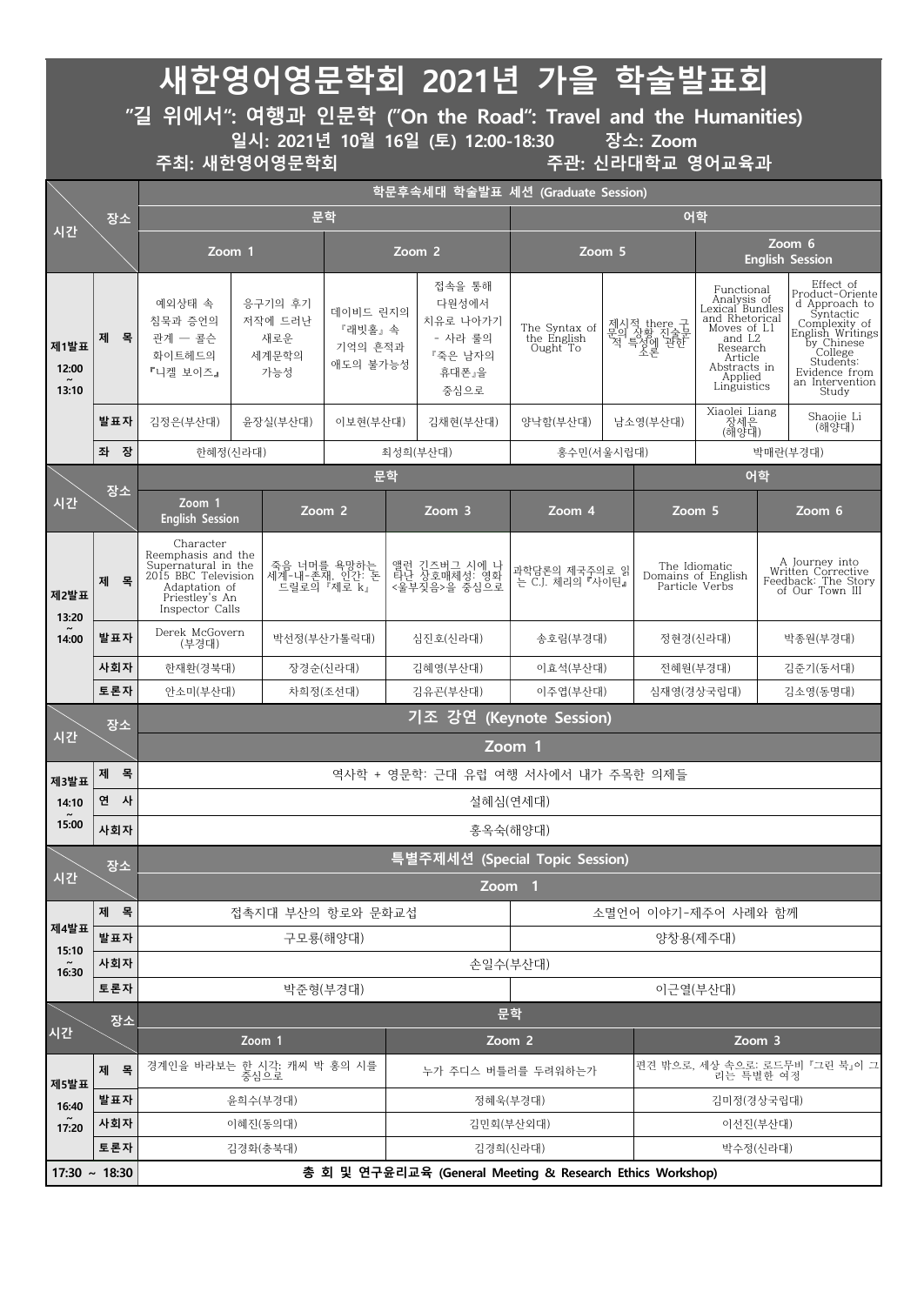# 새한영어영문학회 2021년 가을 학술발표회

## "길 위에서": 여행과 인문학 ("On the Road": Travel and the Humanities)

**일시: 2021년 10월 16일 (토) 12:00-18:30　　장소: Zoom**

**주최: 새한영어영문학회　　주관: 신라대학교 영어교육과**

### 학문후속세대 학술발표 세션 (Graduate Session)

| 시간 | 장소 | 문학 | | | | 어학 | | | |
|---|---|---|---|---|---|---|---|---|---|
| | | Zoom 1 | | Zoom 2 | | Zoom 5 | | Zoom 6 English Session | |
| 제1발표 12:00 ~ 13:10 | 제 목 | 예외상태 속 침묵과 증언의 관계 — 콜슨 화이트헤드의 『니켈 보이스』 | 응구기의 후기 저작에 드러난 새로운 세계문학의 가능성 | 데이비드 린지의 『래빗홀』 속 기억의 흔적과 애도의 불가능성 | 접속을 통해 다원성에서 치유로 나아가기 - 사라 룰의 『죽은 남자의 휴대폰』을 중심으로 | The Syntax of the English Ought To | 제시적 there 구문의 상황 진술문적 특성에 관한 소론 | Functional Analysis of Lexical Bundles and Rhetorical Moves of L1 and L2 Research Article Abstracts in Applied Linguistics | Effect of Product-Oriented Approach to Syntactic Complexity of English Writings by Chinese College Students: Evidence from an Intervention Study |
| | 발표자 | 김정은(부산대) | 윤장실(부산대) | 이보현(부산대) | 김채현(부산대) | 양낙함(부산대) | 남소영(부산대) | Xiaolei Liang 장세은 (해양대) | Shaojie Li (해양대) |
| | 좌 장 | 한혜정(신라대) | | 최성희(부산대) | | 홍수민(서울시립대) | | 박매란(부경대) | |

| 시간 | 장소 | 문학 | | | | 어학 | |
|---|---|---|---|---|---|---|---|
| | | Zoom 1 English Session | Zoom 2 | Zoom 3 | Zoom 4 | Zoom 5 | Zoom 6 |
| 제2발표 13:20 ~ 14:00 | 제 목 | Character Reemphasis and the Supernatural in the 2015 BBC Television Adaptation of Priestley's An Inspector Calls | 죽음 너머를 욕망하는 세계-내-존재, 인간: 돈 드릴로의 『제로 k』 | 앨런 긴즈버그 시에 나타난 상호매체성: 영화 <울부짖음>을 중심으로 | 과학담론의 제국주의로 읽는 C.J. 체리의 『사이틴』 | The Idiomatic Domains of English Particle Verbs | A Journey into Written Corrective Feedback: The Story of Our Town III |
| | 발표자 | Derek McGovern (부경대) | 박선정(부산가톨릭대) | 심진호(신라대) | 송호림(부경대) | 정현경(신라대) | 박종원(부경대) |
| | 사회자 | 한재환(경북대) | 장경순(신라대) | 김혜영(부산대) | 이효석(부산대) | 전혜원(부경대) | 김준기(동서대) |
| | 토론자 | 안소미(부산대) | 차희정(조선대) | 김유곤(부산대) | 이주엽(부산대) | 심재영(경상국립대) | 김소영(동명대) |

### 기조 강연 (Keynote Session)

| 시간 | 장소 | Zoom 1 |
|---|---|---|
| 제3발표 14:10 ~ 15:00 | 제 목 | 역사학 + 영문학: 근대 유럽 여행 서사에서 내가 주목한 의제들 |
| | 연 사 | 설혜심(연세대) |
| | 사회자 | 홍옥숙(해양대) |

### 특별주제세션 (Special Topic Session)

| 시간 | 장소 | Zoom 1 | |
|---|---|---|---|
| 제4발표 15:10 ~ 16:30 | 제 목 | 접촉지대 부산의 항로와 문화교섭 | 소멸언어 이야기-제주어 사례와 함께 |
| | 발표자 | 구모룡(해양대) | 양창용(제주대) |
| | 사회자 | 손일수(부산대) | |
| | 토론자 | 박준형(부경대) | 이근열(부산대) |

| 시간 | 장소 | 문학 | | |
|---|---|---|---|---|
| | | Zoom 1 | Zoom 2 | Zoom 3 |
| 제5발표 16:40 ~ 17:20 | 제 목 | 경계인을 바라보는 한 시각: 캐씨 박 홍의 시를 중심으로 | 누가 주디스 버틀러를 두려워하는가 | 편견 밖으로, 세상 속으로: 로드무비 『그린 북』이 그리는 특별한 여정 |
| | 발표자 | 윤희수(부경대) | 정혜욱(부경대) | 김미정(경상국립대) |
| | 사회자 | 이혜진(동의대) | 김민회(부산외대) | 이선진(부산대) |
| | 토론자 | 김경화(충북대) | 김경희(신라대) | 박수정(신라대) |

| 17:30 ~ 18:30 | 총 회 및 연구윤리교육 (General Meeting & Research Ethics Workshop) |
|---|---|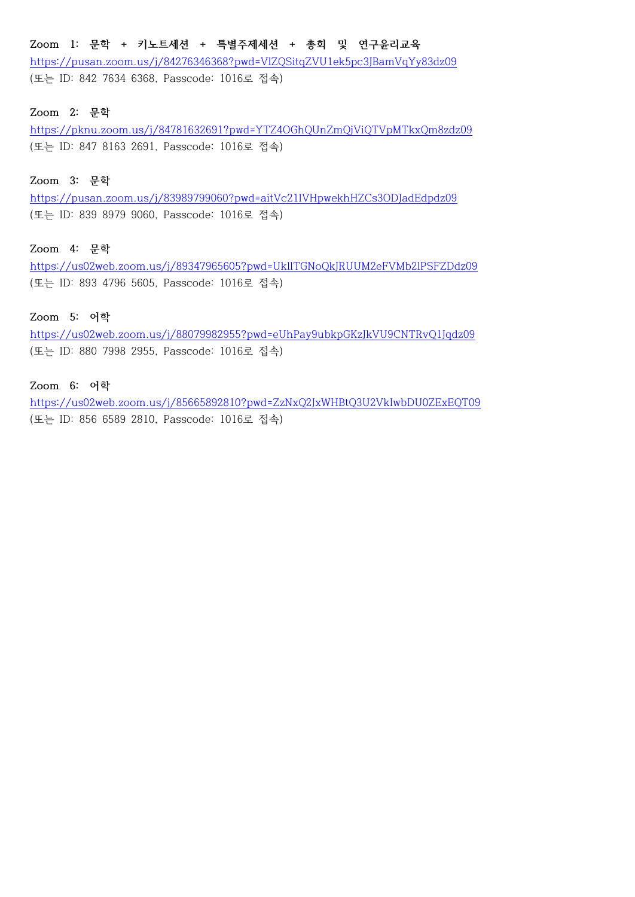**Zoom 1: 문학 + 키노트세션 + 특별주제세션 + 총회 및 연구윤리교육**
https://pusan.zoom.us/j/84276346368?pwd=VlZQSitqZVU1ek5pc3JBamVqYy83dz09
(또는 ID: 842 7634 6368, Passcode: 1016로 접속)

**Zoom 2: 문학**
https://pknu.zoom.us/j/84781632691?pwd=YTZ4OGhQUnZmQjViQTVpMTkxQm8zdz09
(또는 ID: 847 8163 2691, Passcode: 1016로 접속)

**Zoom 3: 문학**
https://pusan.zoom.us/j/83989799060?pwd=aitVc21IVHpwekhHZCs3ODJadEdpdz09
(또는 ID: 839 8979 9060, Passcode: 1016로 접속)

**Zoom 4: 문학**
https://us02web.zoom.us/j/89347965605?pwd=UkllTGNoQkJRUUM2eFVMb2lPSFZDdz09
(또는 ID: 893 4796 5605, Passcode: 1016로 접속)

**Zoom 5: 어학**
https://us02web.zoom.us/j/88079982955?pwd=eUhPay9ubkpGKzJkVU9CNTRvQ1Jqdz09
(또는 ID: 880 7998 2955, Passcode: 1016로 접속)

**Zoom 6: 어학**
https://us02web.zoom.us/j/85665892810?pwd=ZzNxQ2JxWHBtQ3U2VkIwbDU0ZExEQT09
(또는 ID: 856 6589 2810, Passcode: 1016로 접속)